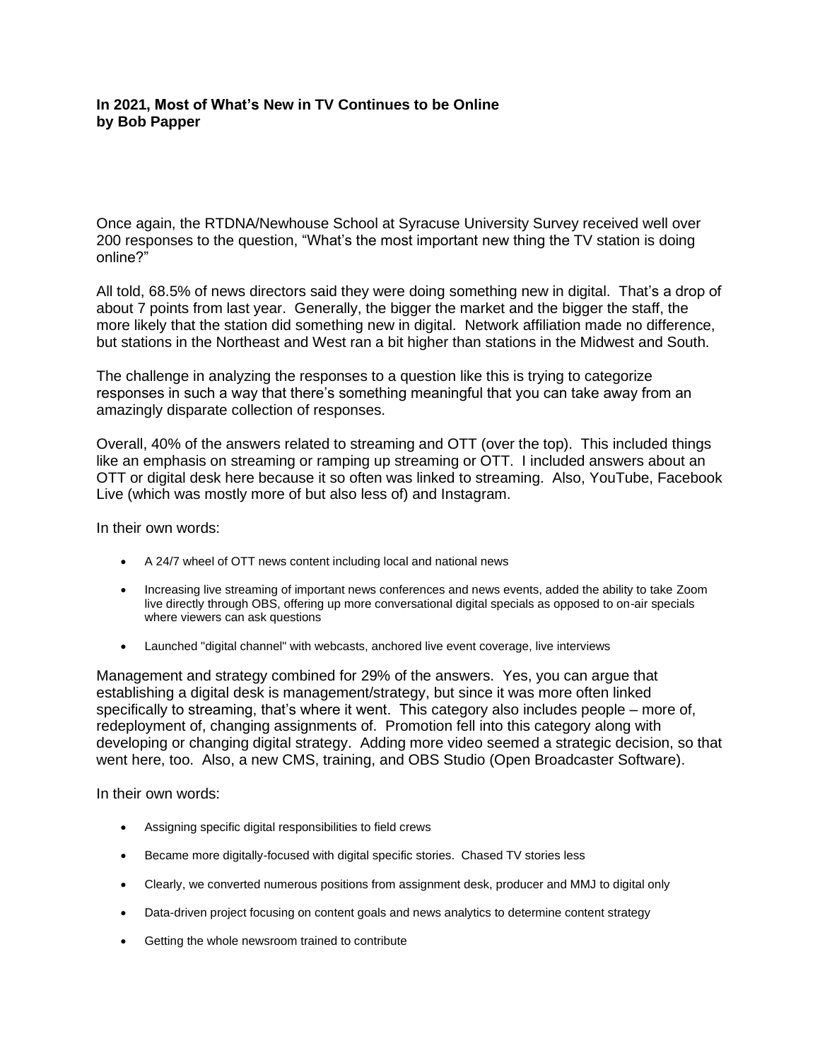**In 2021, Most of What's New in TV Continues to be Online**
**by Bob Papper**

Once again, the RTDNA/Newhouse School at Syracuse University Survey received well over 200 responses to the question, "What's the most important new thing the TV station is doing online?"

All told, 68.5% of news directors said they were doing something new in digital. That's a drop of about 7 points from last year. Generally, the bigger the market and the bigger the staff, the more likely that the station did something new in digital. Network affiliation made no difference, but stations in the Northeast and West ran a bit higher than stations in the Midwest and South.

The challenge in analyzing the responses to a question like this is trying to categorize responses in such a way that there's something meaningful that you can take away from an amazingly disparate collection of responses.

Overall, 40% of the answers related to streaming and OTT (over the top). This included things like an emphasis on streaming or ramping up streaming or OTT. I included answers about an OTT or digital desk here because it so often was linked to streaming. Also, YouTube, Facebook Live (which was mostly more of but also less of) and Instagram.

In their own words:

- A 24/7 wheel of OTT news content including local and national news
- Increasing live streaming of important news conferences and news events, added the ability to take Zoom live directly through OBS, offering up more conversational digital specials as opposed to on-air specials where viewers can ask questions
- Launched "digital channel" with webcasts, anchored live event coverage, live interviews

Management and strategy combined for 29% of the answers. Yes, you can argue that establishing a digital desk is management/strategy, but since it was more often linked specifically to streaming, that's where it went. This category also includes people – more of, redeployment of, changing assignments of. Promotion fell into this category along with developing or changing digital strategy. Adding more video seemed a strategic decision, so that went here, too. Also, a new CMS, training, and OBS Studio (Open Broadcaster Software).

In their own words:

- Assigning specific digital responsibilities to field crews
- Became more digitally-focused with digital specific stories. Chased TV stories less
- Clearly, we converted numerous positions from assignment desk, producer and MMJ to digital only
- Data-driven project focusing on content goals and news analytics to determine content strategy
- Getting the whole newsroom trained to contribute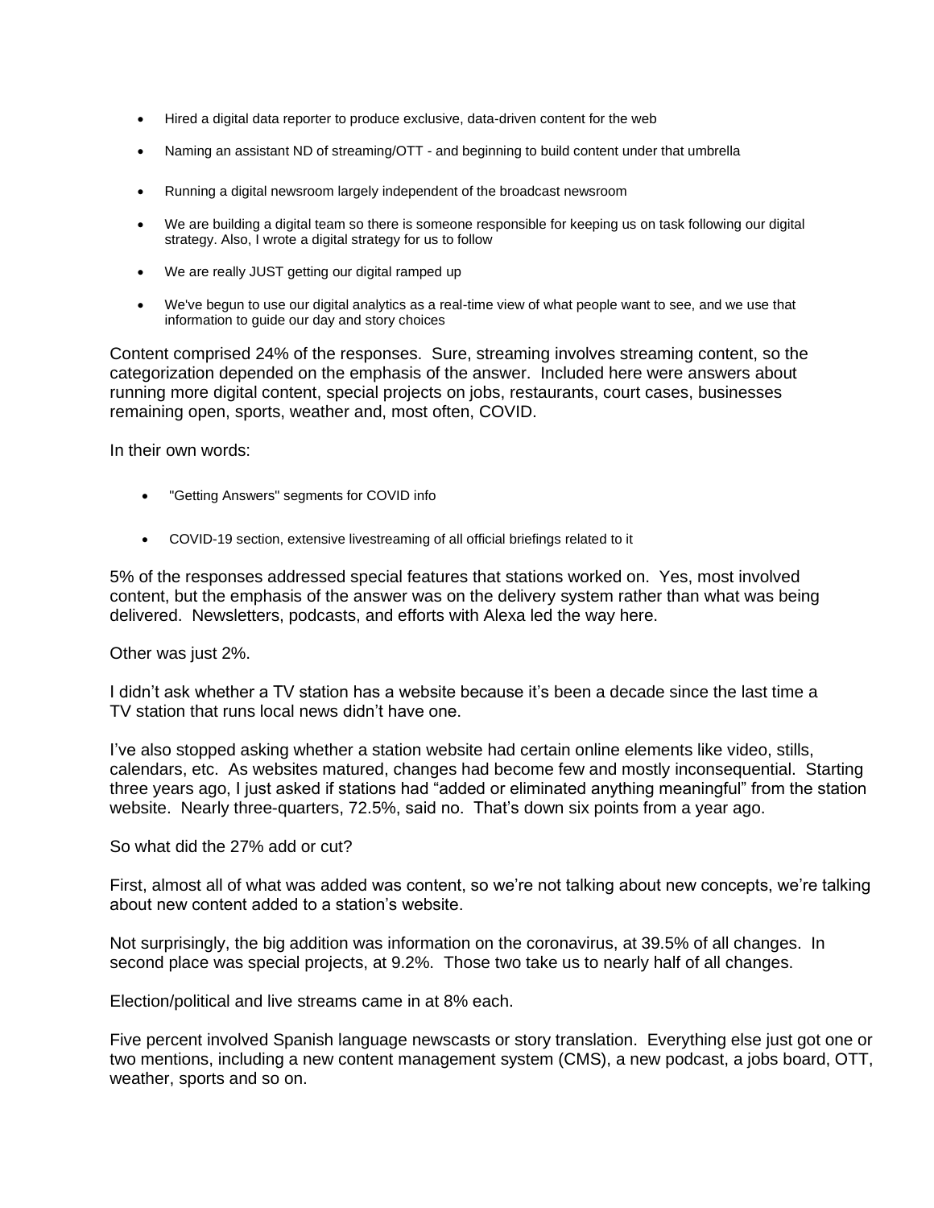- Hired a digital data reporter to produce exclusive, data-driven content for the web
- Naming an assistant ND of streaming/OTT - and beginning to build content under that umbrella
- Running a digital newsroom largely independent of the broadcast newsroom
- We are building a digital team so there is someone responsible for keeping us on task following our digital strategy. Also, I wrote a digital strategy for us to follow
- We are really JUST getting our digital ramped up
- We've begun to use our digital analytics as a real-time view of what people want to see, and we use that information to guide our day and story choices

Content comprised 24% of the responses. Sure, streaming involves streaming content, so the categorization depended on the emphasis of the answer. Included here were answers about running more digital content, special projects on jobs, restaurants, court cases, businesses remaining open, sports, weather and, most often, COVID.

In their own words:

- "Getting Answers" segments for COVID info
- COVID-19 section, extensive livestreaming of all official briefings related to it

5% of the responses addressed special features that stations worked on. Yes, most involved content, but the emphasis of the answer was on the delivery system rather than what was being delivered. Newsletters, podcasts, and efforts with Alexa led the way here.

Other was just 2%.

I didn't ask whether a TV station has a website because it's been a decade since the last time a TV station that runs local news didn't have one.

I've also stopped asking whether a station website had certain online elements like video, stills, calendars, etc. As websites matured, changes had become few and mostly inconsequential. Starting three years ago, I just asked if stations had "added or eliminated anything meaningful" from the station website. Nearly three-quarters, 72.5%, said no. That's down six points from a year ago.

So what did the 27% add or cut?

First, almost all of what was added was content, so we're not talking about new concepts, we're talking about new content added to a station's website.

Not surprisingly, the big addition was information on the coronavirus, at 39.5% of all changes. In second place was special projects, at 9.2%. Those two take us to nearly half of all changes.

Election/political and live streams came in at 8% each.

Five percent involved Spanish language newscasts or story translation. Everything else just got one or two mentions, including a new content management system (CMS), a new podcast, a jobs board, OTT, weather, sports and so on.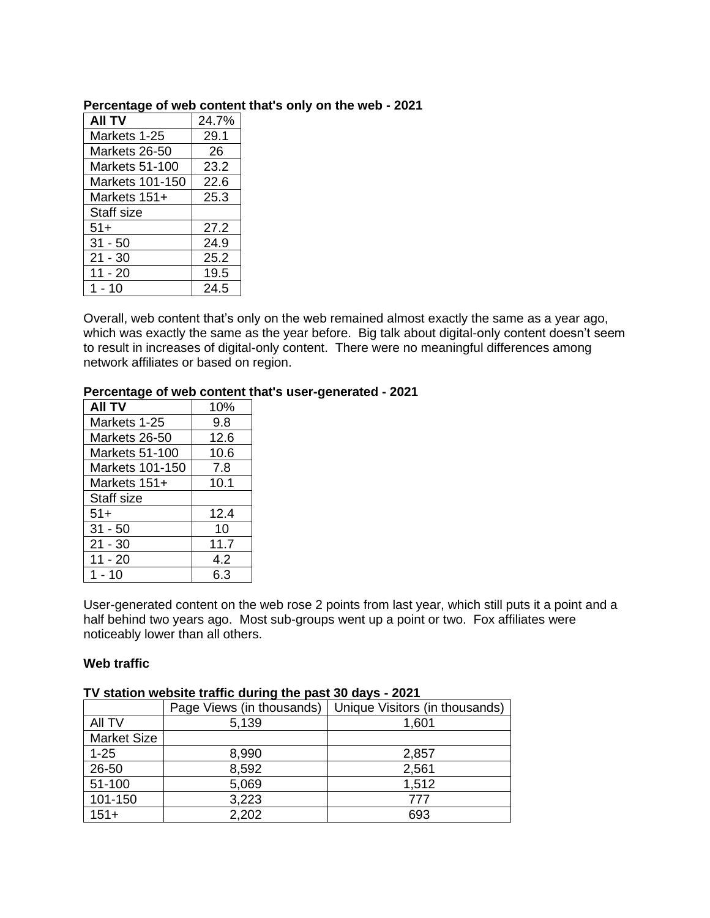**Percentage of web content that's only on the web - 2021**

| **All TV** | 24.7% |
|---|---|
| Markets 1-25 | 29.1 |
| Markets 26-50 | 26 |
| Markets 51-100 | 23.2 |
| Markets 101-150 | 22.6 |
| Markets 151+ | 25.3 |
| Staff size | |
| 51+ | 27.2 |
| 31 - 50 | 24.9 |
| 21 - 30 | 25.2 |
| 11 - 20 | 19.5 |
| 1 - 10 | 24.5 |

Overall, web content that's only on the web remained almost exactly the same as a year ago, which was exactly the same as the year before. Big talk about digital-only content doesn't seem to result in increases of digital-only content. There were no meaningful differences among network affiliates or based on region.

**Percentage of web content that's user-generated - 2021**

| **All TV** | 10% |
|---|---|
| Markets 1-25 | 9.8 |
| Markets 26-50 | 12.6 |
| Markets 51-100 | 10.6 |
| Markets 101-150 | 7.8 |
| Markets 151+ | 10.1 |
| Staff size | |
| 51+ | 12.4 |
| 31 - 50 | 10 |
| 21 - 30 | 11.7 |
| 11 - 20 | 4.2 |
| 1 - 10 | 6.3 |

User-generated content on the web rose 2 points from last year, which still puts it a point and a half behind two years ago. Most sub-groups went up a point or two. Fox affiliates were noticeably lower than all others.

**Web traffic**

**TV station website traffic during the past 30 days - 2021**

| | Page Views (in thousands) | Unique Visitors (in thousands) |
|---|---|---|
| All TV | 5,139 | 1,601 |
| Market Size | | |
| 1-25 | 8,990 | 2,857 |
| 26-50 | 8,592 | 2,561 |
| 51-100 | 5,069 | 1,512 |
| 101-150 | 3,223 | 777 |
| 151+ | 2,202 | 693 |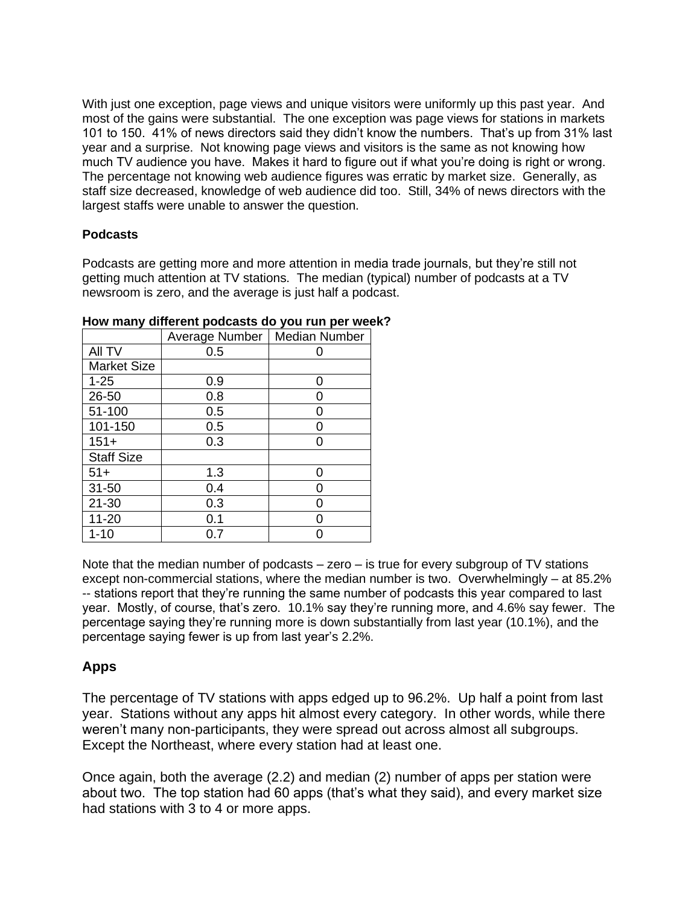With just one exception, page views and unique visitors were uniformly up this past year. And most of the gains were substantial. The one exception was page views for stations in markets 101 to 150. 41% of news directors said they didn't know the numbers. That's up from 31% last year and a surprise. Not knowing page views and visitors is the same as not knowing how much TV audience you have. Makes it hard to figure out if what you're doing is right or wrong. The percentage not knowing web audience figures was erratic by market size. Generally, as staff size decreased, knowledge of web audience did too. Still, 34% of news directors with the largest staffs were unable to answer the question.

**Podcasts**

Podcasts are getting more and more attention in media trade journals, but they're still not getting much attention at TV stations. The median (typical) number of podcasts at a TV newsroom is zero, and the average is just half a podcast.

**How many different podcasts do you run per week?**

| | Average Number | Median Number |
|---|---|---|
| All TV | 0.5 | 0 |
| Market Size | | |
| 1-25 | 0.9 | 0 |
| 26-50 | 0.8 | 0 |
| 51-100 | 0.5 | 0 |
| 101-150 | 0.5 | 0 |
| 151+ | 0.3 | 0 |
| Staff Size | | |
| 51+ | 1.3 | 0 |
| 31-50 | 0.4 | 0 |
| 21-30 | 0.3 | 0 |
| 11-20 | 0.1 | 0 |
| 1-10 | 0.7 | 0 |

Note that the median number of podcasts – zero – is true for every subgroup of TV stations except non-commercial stations, where the median number is two. Overwhelmingly – at 85.2% -- stations report that they're running the same number of podcasts this year compared to last year. Mostly, of course, that's zero. 10.1% say they're running more, and 4.6% say fewer. The percentage saying they're running more is down substantially from last year (10.1%), and the percentage saying fewer is up from last year's 2.2%.

## Apps

The percentage of TV stations with apps edged up to 96.2%. Up half a point from last year. Stations without any apps hit almost every category. In other words, while there weren't many non-participants, they were spread out across almost all subgroups. Except the Northeast, where every station had at least one.

Once again, both the average (2.2) and median (2) number of apps per station were about two. The top station had 60 apps (that's what they said), and every market size had stations with 3 to 4 or more apps.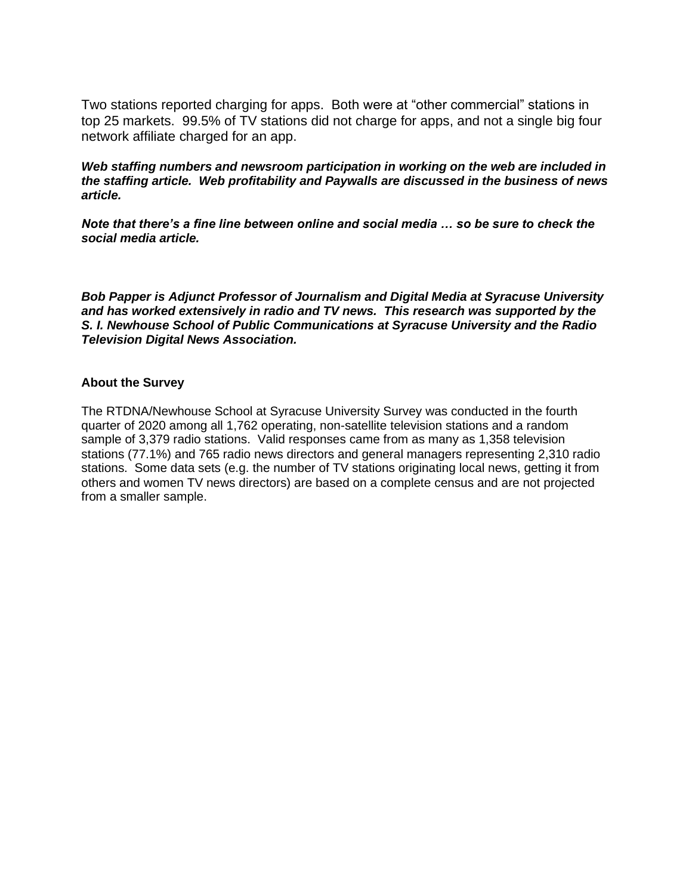Two stations reported charging for apps. Both were at "other commercial" stations in top 25 markets. 99.5% of TV stations did not charge for apps, and not a single big four network affiliate charged for an app.

***Web staffing numbers and newsroom participation in working on the web are included in the staffing article. Web profitability and Paywalls are discussed in the business of news article.***

***Note that there's a fine line between online and social media … so be sure to check the social media article.***

***Bob Papper is Adjunct Professor of Journalism and Digital Media at Syracuse University and has worked extensively in radio and TV news. This research was supported by the S. I. Newhouse School of Public Communications at Syracuse University and the Radio Television Digital News Association.***

**About the Survey**

The RTDNA/Newhouse School at Syracuse University Survey was conducted in the fourth quarter of 2020 among all 1,762 operating, non-satellite television stations and a random sample of 3,379 radio stations. Valid responses came from as many as 1,358 television stations (77.1%) and 765 radio news directors and general managers representing 2,310 radio stations. Some data sets (e.g. the number of TV stations originating local news, getting it from others and women TV news directors) are based on a complete census and are not projected from a smaller sample.